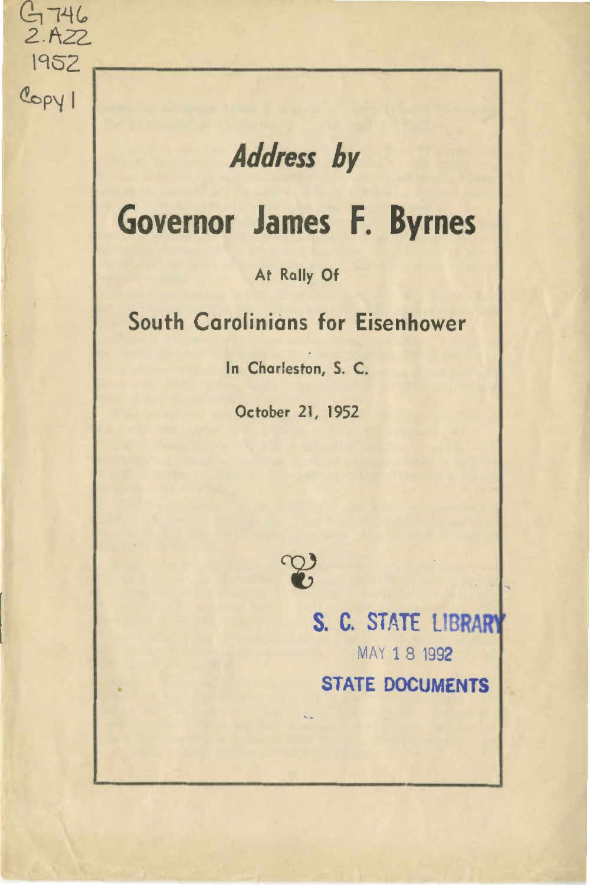G746
2.A22
1952
Copy 1

# *Address by*

# Governor James F. Byrnes

At Rally Of

## South Carolinians for Eisenhower

In Charleston, S. C.

October 21, 1952

S. C. STATE LIBRARY
MAY 18 1992
STATE DOCUMENTS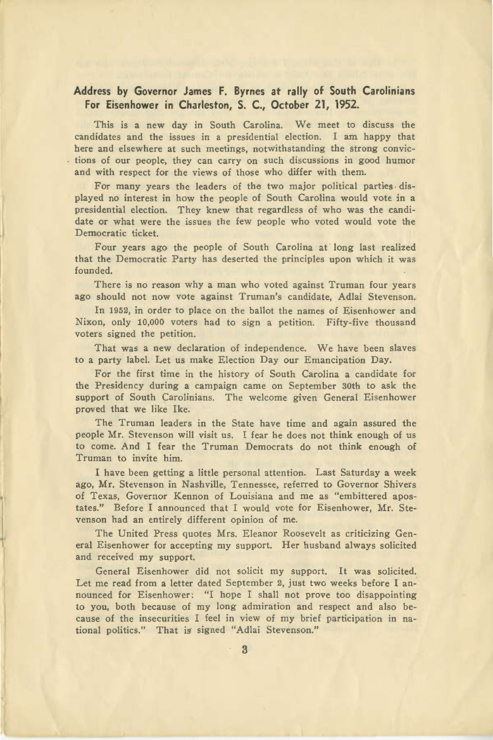## Address by Governor James F. Byrnes at rally of South Carolinians For Eisenhower in Charleston, S. C., October 21, 1952.

This is a new day in South Carolina. We meet to discuss the candidates and the issues in a presidential election. I am happy that here and elsewhere at such meetings, notwithstanding the strong convictions of our people, they can carry on such discussions in good humor and with respect for the views of those who differ with them.

For many years the leaders of the two major political parties displayed no interest in how the people of South Carolina would vote in a presidential election. They knew that regardless of who was the candidate or what were the issues the few people who voted would vote the Democratic ticket.

Four years ago the people of South Carolina at long last realized that the Democratic Party has deserted the principles upon which it was founded.

There is no reason why a man who voted against Truman four years ago should not now vote against Truman's candidate, Adlai Stevenson.

In 1952, in order to place on the ballot the names of Eisenhower and Nixon, only 10,000 voters had to sign a petition. Fifty-five thousand voters signed the petition.

That was a new declaration of independence. We have been slaves to a party label. Let us make Election Day our Emancipation Day.

For the first time in the history of South Carolina a candidate for the Presidency during a campaign came on September 30th to ask the support of South Carolinians. The welcome given General Eisenhower proved that we like Ike.

The Truman leaders in the State have time and again assured the people Mr. Stevenson will visit us. I fear he does not think enough of us to come. And I fear the Truman Democrats do not think enough of Truman to invite him.

I have been getting a little personal attention. Last Saturday a week ago, Mr. Stevenson in Nashville, Tennessee, referred to Governor Shivers of Texas, Governor Kennon of Louisiana and me as "embittered apostates." Before I announced that I would vote for Eisenhower, Mr. Stevenson had an entirely different opinion of me.

The United Press quotes Mrs. Eleanor Roosevelt as criticizing General Eisenhower for accepting my support. Her husband always solicited and received my support.

General Eisenhower did not solicit my support. It was solicited. Let me read from a letter dated September 2, just two weeks before I announced for Eisenhower: "I hope I shall not prove too disappointing to you, both because of my long admiration and respect and also because of the insecurities I feel in view of my brief participation in national politics." That is signed "Adlai Stevenson."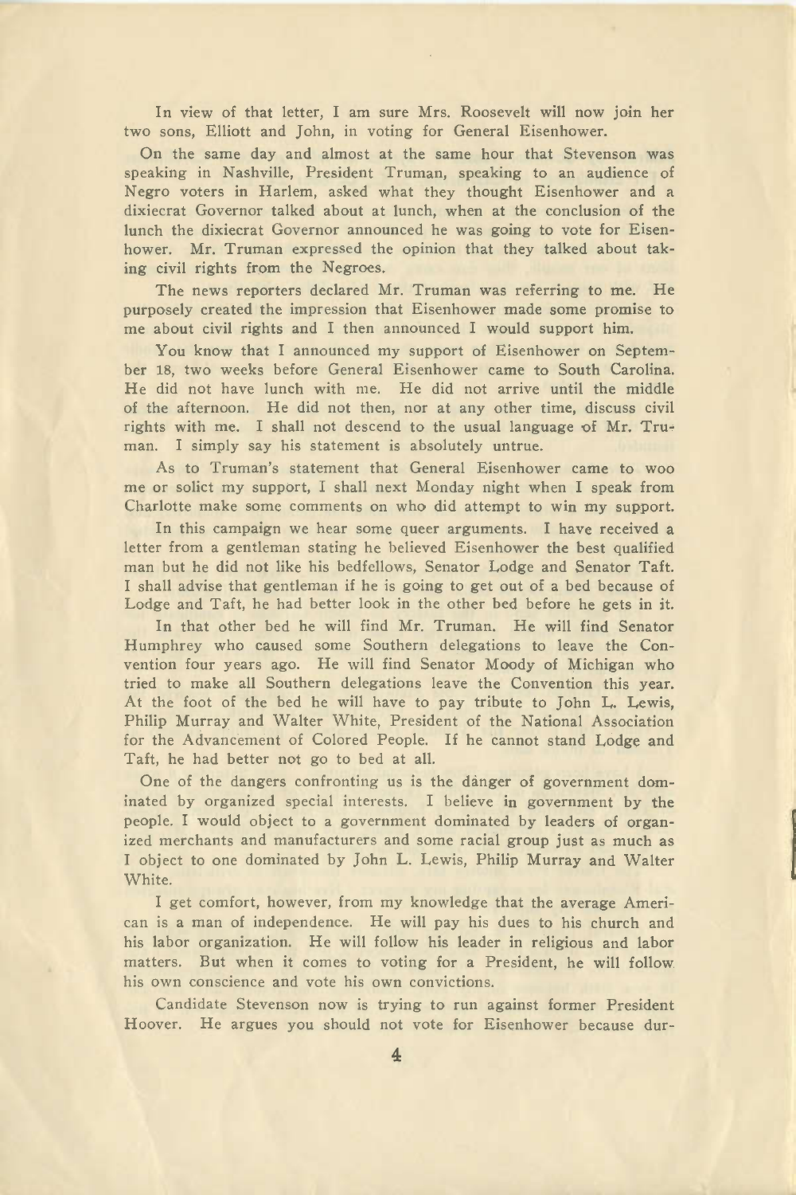In view of that letter, I am sure Mrs. Roosevelt will now join her two sons, Elliott and John, in voting for General Eisenhower.

On the same day and almost at the same hour that Stevenson was speaking in Nashville, President Truman, speaking to an audience of Negro voters in Harlem, asked what they thought Eisenhower and a dixiecrat Governor talked about at lunch, when at the conclusion of the lunch the dixiecrat Governor announced he was going to vote for Eisenhower. Mr. Truman expressed the opinion that they talked about taking civil rights from the Negroes.

The news reporters declared Mr. Truman was referring to me. He purposely created the impression that Eisenhower made some promise to me about civil rights and I then announced I would support him.

You know that I announced my support of Eisenhower on September 18, two weeks before General Eisenhower came to South Carolina. He did not have lunch with me. He did not arrive until the middle of the afternoon. He did not then, nor at any other time, discuss civil rights with me. I shall not descend to the usual language of Mr. Truman. I simply say his statement is absolutely untrue.

As to Truman's statement that General Eisenhower came to woo me or solict my support, I shall next Monday night when I speak from Charlotte make some comments on who did attempt to win my support.

In this campaign we hear some queer arguments. I have received a letter from a gentleman stating he believed Eisenhower the best qualified man but he did not like his bedfellows, Senator Lodge and Senator Taft. I shall advise that gentleman if he is going to get out of a bed because of Lodge and Taft, he had better look in the other bed before he gets in it.

In that other bed he will find Mr. Truman. He will find Senator Humphrey who caused some Southern delegations to leave the Convention four years ago. He will find Senator Moody of Michigan who tried to make all Southern delegations leave the Convention this year. At the foot of the bed he will have to pay tribute to John L. Lewis, Philip Murray and Walter White, President of the National Association for the Advancement of Colored People. If he cannot stand Lodge and Taft, he had better not go to bed at all.

One of the dangers confronting us is the danger of government dominated by organized special interests. I believe in government by the people. I would object to a government dominated by leaders of organized merchants and manufacturers and some racial group just as much as I object to one dominated by John L. Lewis, Philip Murray and Walter White.

I get comfort, however, from my knowledge that the average American is a man of independence. He will pay his dues to his church and his labor organization. He will follow his leader in religious and labor matters. But when it comes to voting for a President, he will follow his own conscience and vote his own convictions.

Candidate Stevenson now is trying to run against former President Hoover. He argues you should not vote for Eisenhower because dur-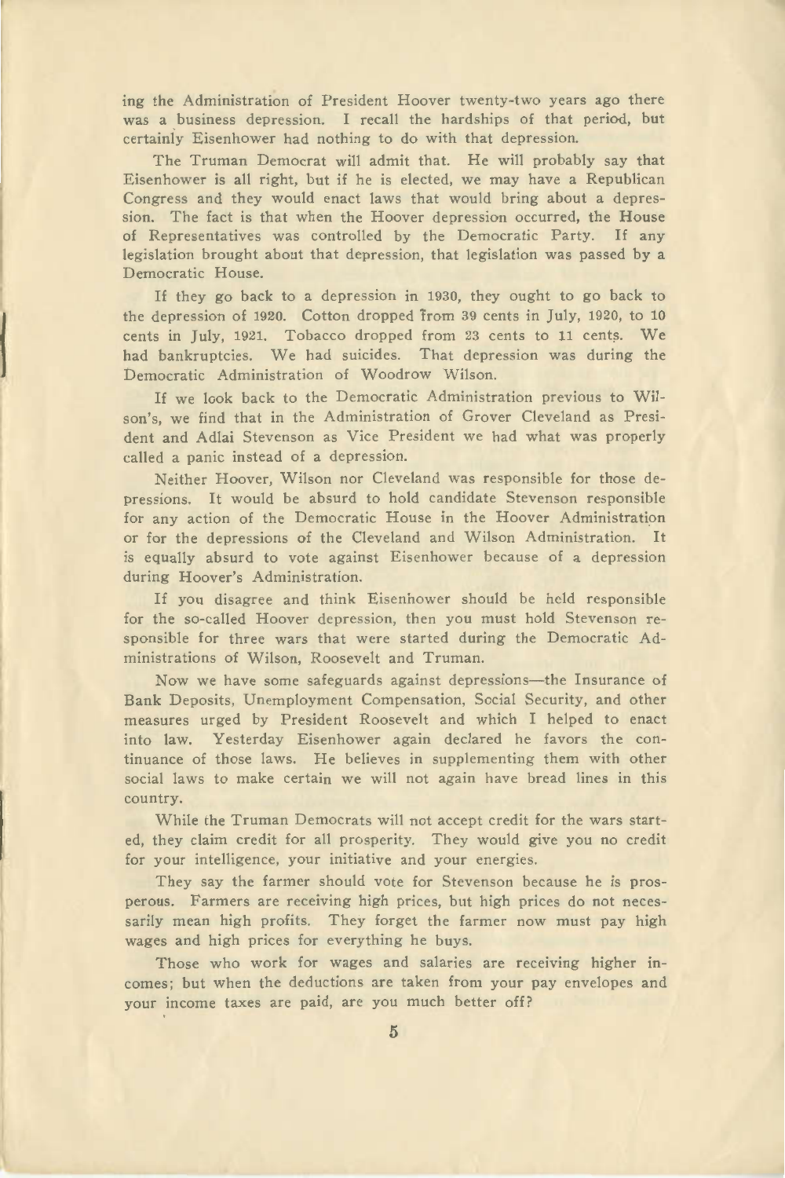ing the Administration of President Hoover twenty-two years ago there was a business depression. I recall the hardships of that period, but certainly Eisenhower had nothing to do with that depression.

The Truman Democrat will admit that. He will probably say that Eisenhower is all right, but if he is elected, we may have a Republican Congress and they would enact laws that would bring about a depression. The fact is that when the Hoover depression occurred, the House of Representatives was controlled by the Democratic Party. If any legislation brought about that depression, that legislation was passed by a Democratic House.

If they go back to a depression in 1930, they ought to go back to the depression of 1920. Cotton dropped from 39 cents in July, 1920, to 10 cents in July, 1921. Tobacco dropped from 23 cents to 11 cents. We had bankruptcies. We had suicides. That depression was during the Democratic Administration of Woodrow Wilson.

If we look back to the Democratic Administration previous to Wilson's, we find that in the Administration of Grover Cleveland as President and Adlai Stevenson as Vice President we had what was properly called a panic instead of a depression.

Neither Hoover, Wilson nor Cleveland was responsible for those depressions. It would be absurd to hold candidate Stevenson responsible for any action of the Democratic House in the Hoover Administration or for the depressions of the Cleveland and Wilson Administration. It is equally absurd to vote against Eisenhower because of a depression during Hoover's Administration.

If you disagree and think Eisenhower should be held responsible for the so-called Hoover depression, then you must hold Stevenson responsible for three wars that were started during the Democratic Administrations of Wilson, Roosevelt and Truman.

Now we have some safeguards against depressions—the Insurance of Bank Deposits, Unemployment Compensation, Social Security, and other measures urged by President Roosevelt and which I helped to enact into law. Yesterday Eisenhower again declared he favors the continuance of those laws. He believes in supplementing them with other social laws to make certain we will not again have bread lines in this country.

While the Truman Democrats will not accept credit for the wars started, they claim credit for all prosperity. They would give you no credit for your intelligence, your initiative and your energies.

They say the farmer should vote for Stevenson because he is prosperous. Farmers are receiving high prices, but high prices do not necessarily mean high profits. They forget the farmer now must pay high wages and high prices for everything he buys.

Those who work for wages and salaries are receiving higher incomes; but when the deductions are taken from your pay envelopes and your income taxes are paid, are you much better off?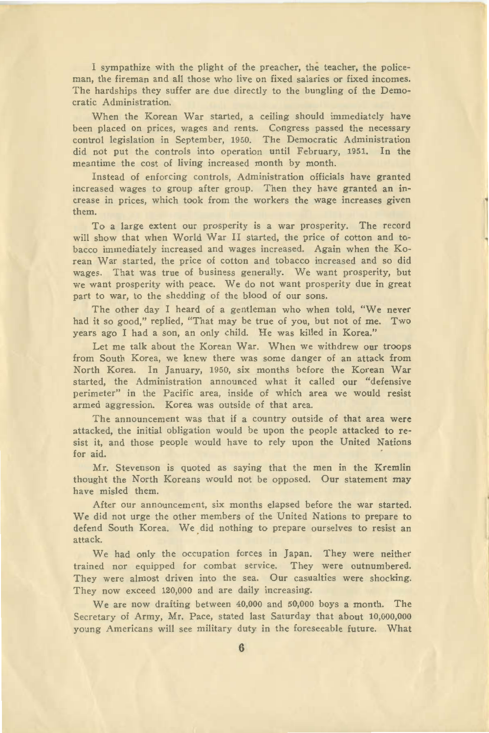I sympathize with the plight of the preacher, the teacher, the policeman, the fireman and all those who live on fixed salaries or fixed incomes. The hardships they suffer are due directly to the bungling of the Democratic Administration.

When the Korean War started, a ceiling should immediately have been placed on prices, wages and rents. Congress passed the necessary control legislation in September, 1950. The Democratic Administration did not put the controls into operation until February, 1951. In the meantime the cost of living increased month by month.

Instead of enforcing controls, Administration officials have granted increased wages to group after group. Then they have granted an increase in prices, which took from the workers the wage increases given them.

To a large extent our prosperity is a war prosperity. The record will show that when World War II started, the price of cotton and tobacco immediately increased and wages increased. Again when the Korean War started, the price of cotton and tobacco increased and so did wages. That was true of business generally. We want prosperity, but we want prosperity with peace. We do not want prosperity due in great part to war, to the shedding of the blood of our sons.

The other day I heard of a gentleman who when told, "We never had it so good," replied, "That may be true of you, but not of me. Two years ago I had a son, an only child. He was killed in Korea."

Let me talk about the Korean War. When we withdrew our troops from South Korea, we knew there was some danger of an attack from North Korea. In January, 1950, six months before the Korean War started, the Administration announced what it called our "defensive perimeter" in the Pacific area, inside of which area we would resist armed aggression. Korea was outside of that area.

The announcement was that if a country outside of that area were attacked, the initial obligation would be upon the people attacked to resist it, and those people would have to rely upon the United Nations for aid.

Mr. Stevenson is quoted as saying that the men in the Kremlin thought the North Koreans would not be opposed. Our statement may have misled them.

After our announcement, six months elapsed before the war started. We did not urge the other members of the United Nations to prepare to defend South Korea. We did nothing to prepare ourselves to resist an attack.

We had only the occupation forces in Japan. They were neither trained nor equipped for combat service. They were outnumbered. They were almost driven into the sea. Our casualties were shocking. They now exceed 120,000 and are daily increasing.

We are now drafting between 40,000 and 50,000 boys a month. The Secretary of Army, Mr. Pace, stated last Saturday that about 10,000,000 young Americans will see military duty in the foreseeable future. What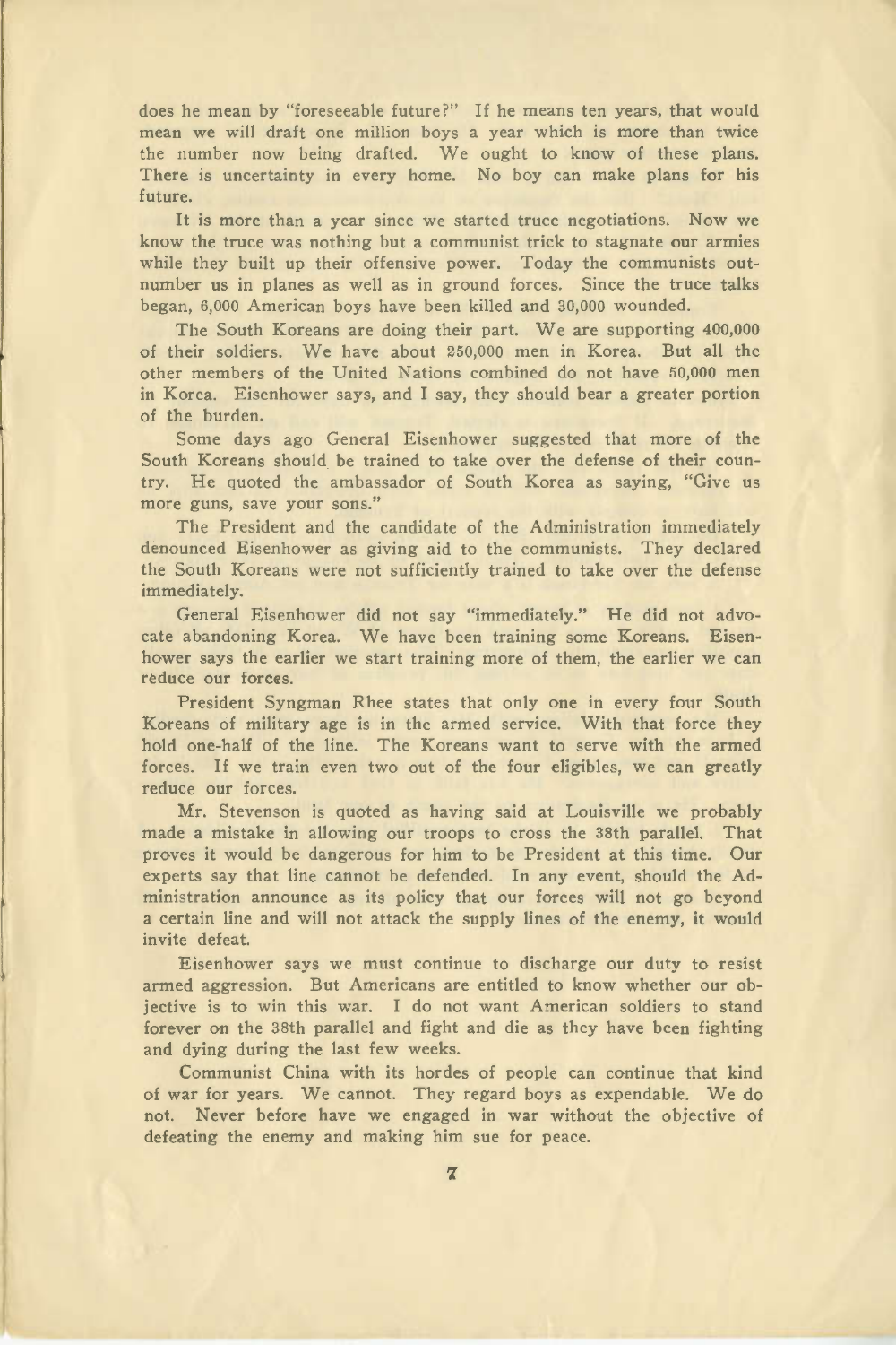does he mean by "foreseeable future?" If he means ten years, that would mean we will draft one million boys a year which is more than twice the number now being drafted. We ought to know of these plans. There is uncertainty in every home. No boy can make plans for his future.

It is more than a year since we started truce negotiations. Now we know the truce was nothing but a communist trick to stagnate our armies while they built up their offensive power. Today the communists outnumber us in planes as well as in ground forces. Since the truce talks began, 6,000 American boys have been killed and 30,000 wounded.

The South Koreans are doing their part. We are supporting 400,000 of their soldiers. We have about 250,000 men in Korea. But all the other members of the United Nations combined do not have 50,000 men in Korea. Eisenhower says, and I say, they should bear a greater portion of the burden.

Some days ago General Eisenhower suggested that more of the South Koreans should be trained to take over the defense of their country. He quoted the ambassador of South Korea as saying, "Give us more guns, save your sons."

The President and the candidate of the Administration immediately denounced Eisenhower as giving aid to the communists. They declared the South Koreans were not sufficiently trained to take over the defense immediately.

General Eisenhower did not say "immediately." He did not advocate abandoning Korea. We have been training some Koreans. Eisenhower says the earlier we start training more of them, the earlier we can reduce our forces.

President Syngman Rhee states that only one in every four South Koreans of military age is in the armed service. With that force they hold one-half of the line. The Koreans want to serve with the armed forces. If we train even two out of the four eligibles, we can greatly reduce our forces.

Mr. Stevenson is quoted as having said at Louisville we probably made a mistake in allowing our troops to cross the 38th parallel. That proves it would be dangerous for him to be President at this time. Our experts say that line cannot be defended. In any event, should the Administration announce as its policy that our forces will not go beyond a certain line and will not attack the supply lines of the enemy, it would invite defeat.

Eisenhower says we must continue to discharge our duty to resist armed aggression. But Americans are entitled to know whether our objective is to win this war. I do not want American soldiers to stand forever on the 38th parallel and fight and die as they have been fighting and dying during the last few weeks.

Communist China with its hordes of people can continue that kind of war for years. We cannot. They regard boys as expendable. We do not. Never before have we engaged in war without the objective of defeating the enemy and making him sue for peace.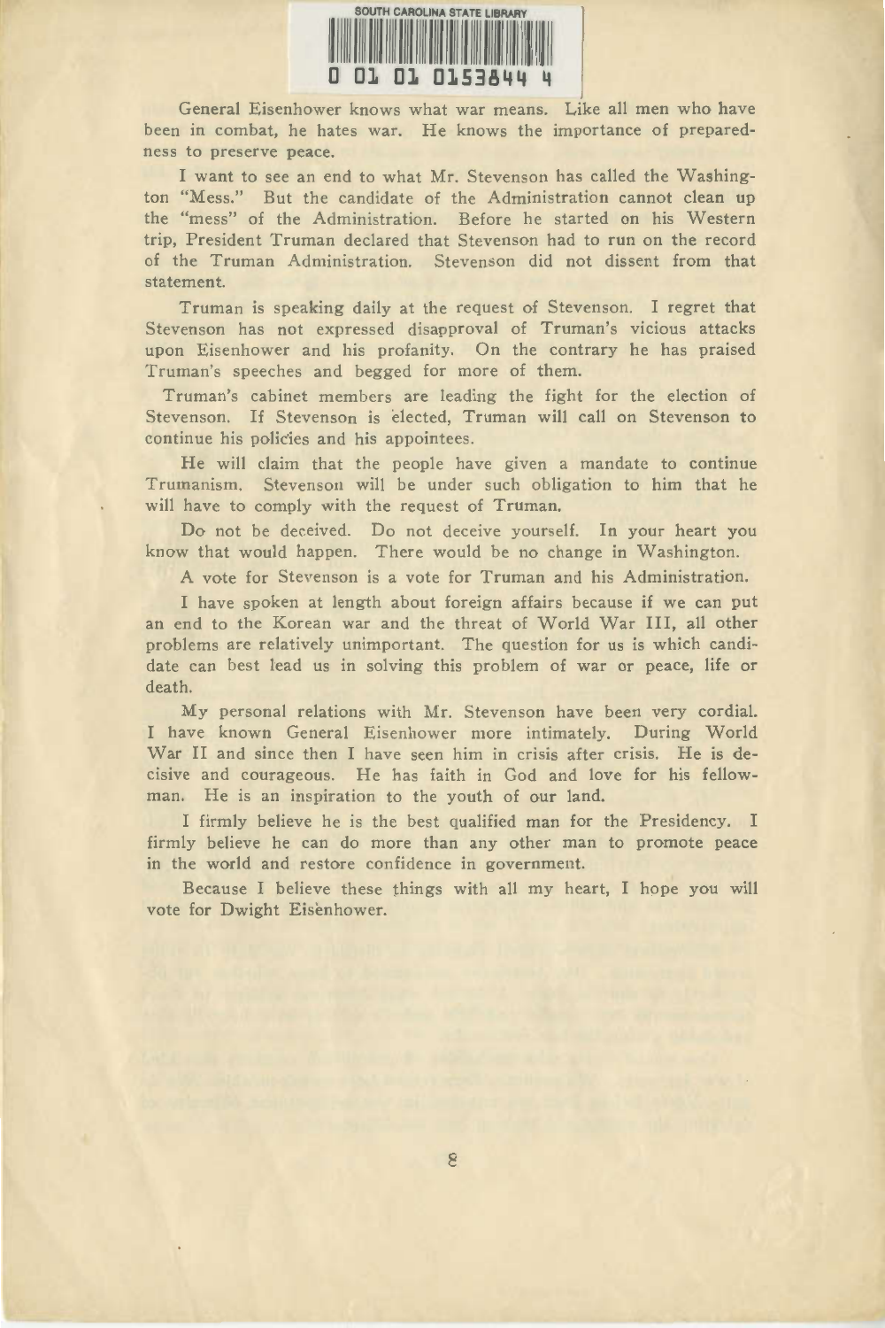General Eisenhower knows what war means. Like all men who have been in combat, he hates war. He knows the importance of preparedness to preserve peace.

I want to see an end to what Mr. Stevenson has called the Washington "Mess." But the candidate of the Administration cannot clean up the "mess" of the Administration. Before he started on his Western trip, President Truman declared that Stevenson had to run on the record of the Truman Administration. Stevenson did not dissent from that statement.

Truman is speaking daily at the request of Stevenson. I regret that Stevenson has not expressed disapproval of Truman's vicious attacks upon Eisenhower and his profanity. On the contrary he has praised Truman's speeches and begged for more of them.

Truman's cabinet members are leading the fight for the election of Stevenson. If Stevenson is elected, Truman will call on Stevenson to continue his policies and his appointees.

He will claim that the people have given a mandate to continue Trumanism. Stevenson will be under such obligation to him that he will have to comply with the request of Truman.

Do not be deceived. Do not deceive yourself. In your heart you know that would happen. There would be no change in Washington.

A vote for Stevenson is a vote for Truman and his Administration.

I have spoken at length about foreign affairs because if we can put an end to the Korean war and the threat of World War III, all other problems are relatively unimportant. The question for us is which candidate can best lead us in solving this problem of war or peace, life or death.

My personal relations with Mr. Stevenson have been very cordial. I have known General Eisenhower more intimately. During World War II and since then I have seen him in crisis after crisis. He is decisive and courageous. He has faith in God and love for his fellowman. He is an inspiration to the youth of our land.

I firmly believe he is the best qualified man for the Presidency. I firmly believe he can do more than any other man to promote peace in the world and restore confidence in government.

Because I believe these things with all my heart, I hope you will vote for Dwight Eisenhower.